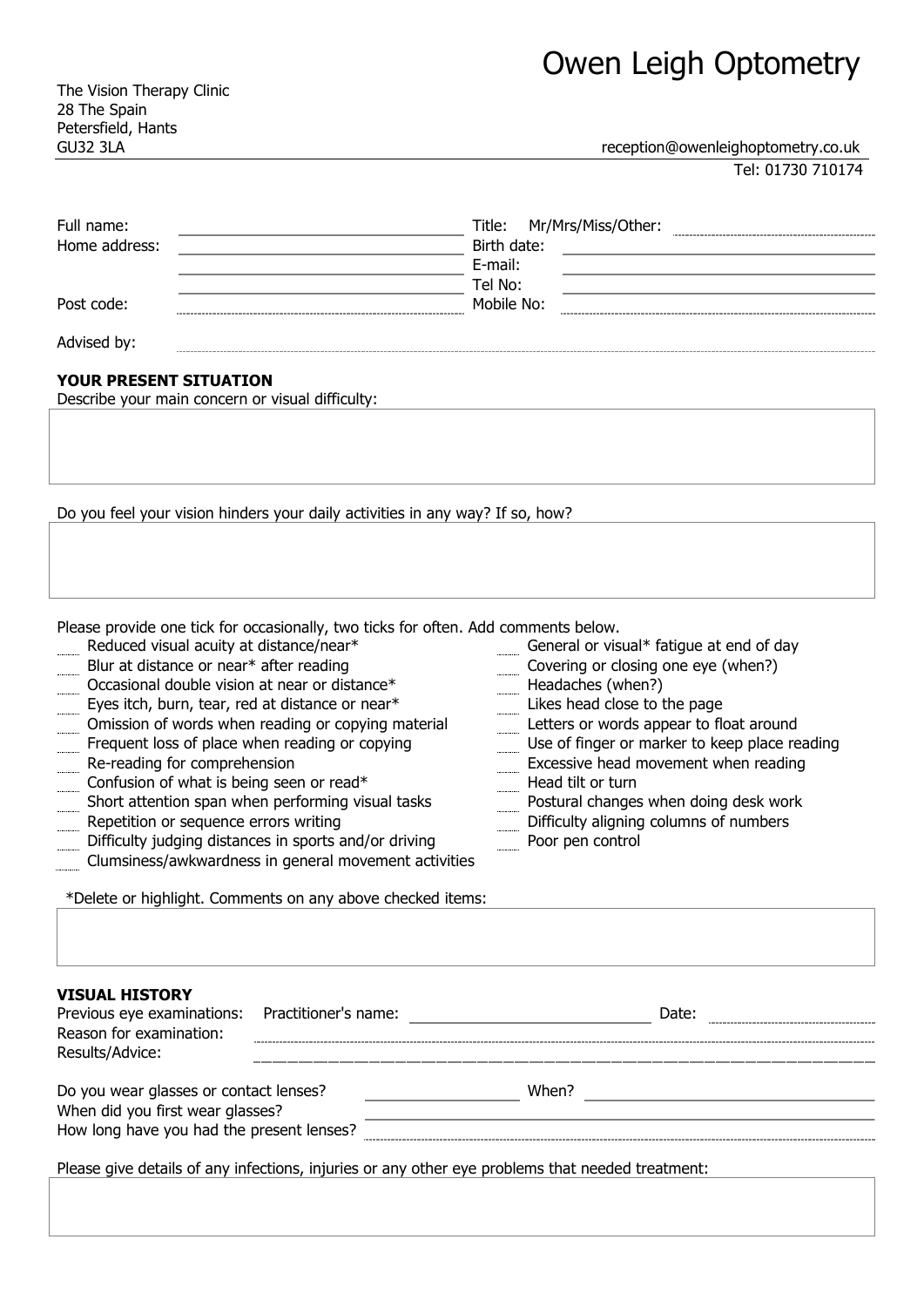# Owen Leigh Optometry

The Vision Therapy Clinic
28 The Spain
Petersfield, Hants
GU32 3LA

reception@owenleighoptometry.co.uk
Tel: 01730 710174

Full name: ____________________ Title: Mr/Mrs/Miss/Other: ____________________
Home address: ____________________ Birth date: ____________________
____________________ E-mail: ____________________
____________________ Tel No: ____________________
Post code: ____________________ Mobile No: ____________________

Advised by: ____________________

**YOUR PRESENT SITUATION**

Describe your main concern or visual difficulty:

Do you feel your vision hinders your daily activities in any way? If so, how?

Please provide one tick for occasionally, two ticks for often. Add comments below.

- ____ Reduced visual acuity at distance/near*
- ____ Blur at distance or near* after reading
- ____ Occasional double vision at near or distance*
- ____ Eyes itch, burn, tear, red at distance or near*
- ____ Omission of words when reading or copying material
- ____ Frequent loss of place when reading or copying
- ____ Re-reading for comprehension
- ____ Confusion of what is being seen or read*
- ____ Short attention span when performing visual tasks
- ____ Repetition or sequence errors writing
- ____ Difficulty judging distances in sports and/or driving
- ____ Clumsiness/awkwardness in general movement activities
- ____ General or visual* fatigue at end of day
- ____ Covering or closing one eye (when?)
- ____ Headaches (when?)
- ____ Likes head close to the page
- ____ Letters or words appear to float around
- ____ Use of finger or marker to keep place reading
- ____ Excessive head movement when reading
- ____ Head tilt or turn
- ____ Postural changes when doing desk work
- ____ Difficulty aligning columns of numbers
- ____ Poor pen control

*Delete or highlight. Comments on any above checked items:

**VISUAL HISTORY**

Previous eye examinations: Practitioner's name: ____________________ Date: ____________
Reason for examination: ____________________
Results/Advice: ____________________

Do you wear glasses or contact lenses? ____________ When? ____________________
When did you first wear glasses? ____________________
How long have you had the present lenses? ____________________

Please give details of any infections, injuries or any other eye problems that needed treatment: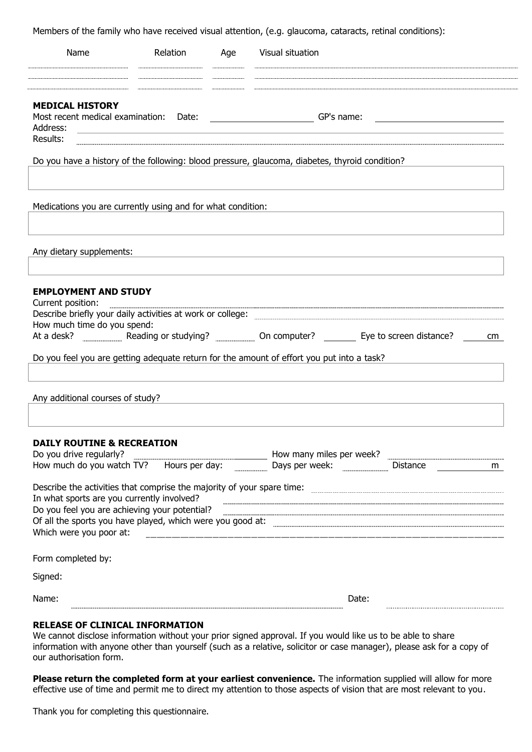Members of the family who have received visual attention, (e.g. glaucoma, cataracts, retinal conditions):

| Name | Relation | Age | Visual situation |
|---|---|---|---|
| | | | |
| | | | |

## MEDICAL HISTORY

Most recent medical examination: Date: ______________ GP's name: ______________

Address: ______________

Results: ______________

Do you have a history of the following: blood pressure, glaucoma, diabetes, thyroid condition?

Medications you are currently using and for what condition:

Any dietary supplements:

## EMPLOYMENT AND STUDY

Current position: ______________

Describe briefly your daily activities at work or college: ______________

How much time do you spend:

At a desk? ______ Reading or studying? ______ On computer? ______ Eye to screen distance? ______ cm

Do you feel you are getting adequate return for the amount of effort you put into a task?

Any additional courses of study?

## DAILY ROUTINE & RECREATION

Do you drive regularly? ______________ How many miles per week? ______________

How much do you watch TV? Hours per day: ______ Days per week: ______ Distance ______ m

Describe the activities that comprise the majority of your spare time: ______________

In what sports are you currently involved? ______________

Do you feel you are achieving your potential? ______________

Of all the sports you have played, which were you good at: ______________

Which were you poor at: ______________

Form completed by:

Signed:

Name: ______________ Date: ______________

## RELEASE OF CLINICAL INFORMATION

We cannot disclose information without your prior signed approval. If you would like us to be able to share information with anyone other than yourself (such as a relative, solicitor or case manager), please ask for a copy of our authorisation form.

**Please return the completed form at your earliest convenience.** The information supplied will allow for more effective use of time and permit me to direct my attention to those aspects of vision that are most relevant to you.

Thank you for completing this questionnaire.